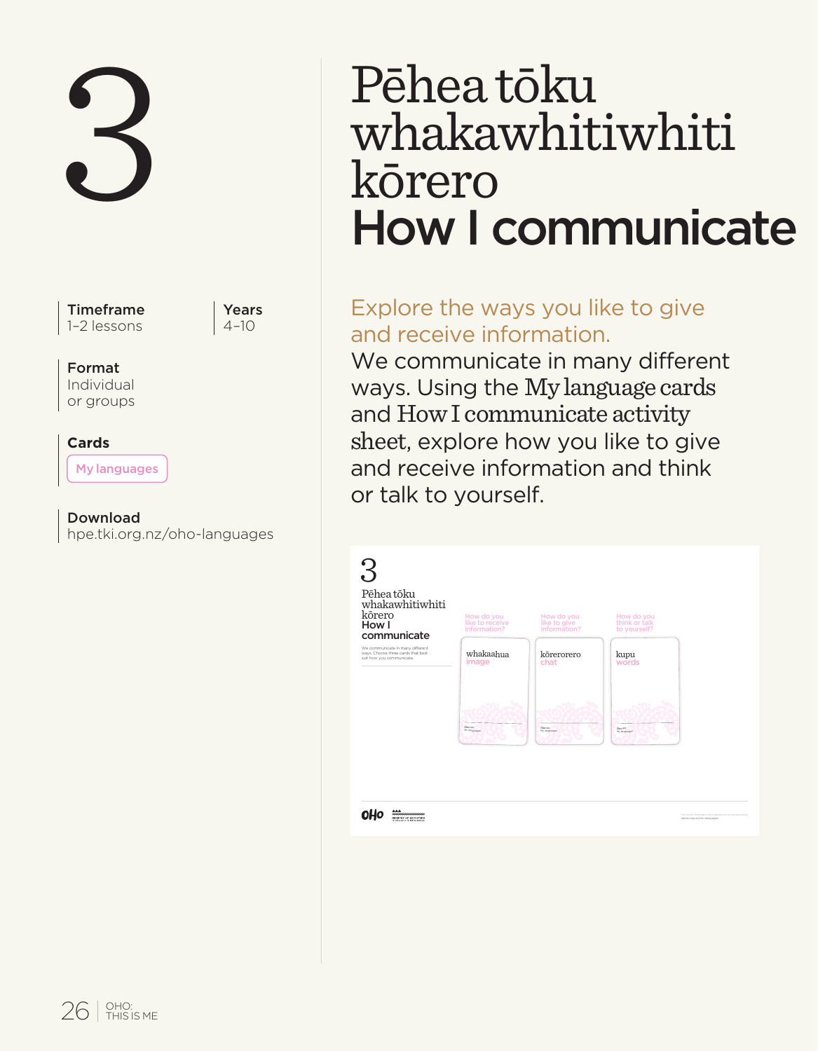# 3

# Pēhea tōku whakawhitiwhiti kōrero
# How I communicate

**Timeframe**
1–2 lessons

**Years**
4–10

**Format**
Individual or groups

**Cards**
My languages

**Download**
hpe.tki.org.nz/oho-languages

Explore the ways you like to give and receive information.

We communicate in many different ways. Using the My language cards and How I communicate activity sheet, explore how you like to give and receive information and think or talk to yourself.

3

Pēhea tōku whakawhitiwhiti kōrero
How I communicate

We communicate in many different ways. Choose three cards that best suit how you communicate.

| How do you like to receive information? | How do you like to give information? | How do you think or talk to yourself? |
|---|---|---|
| whakaahua image | kōrerorero chat | kupu words |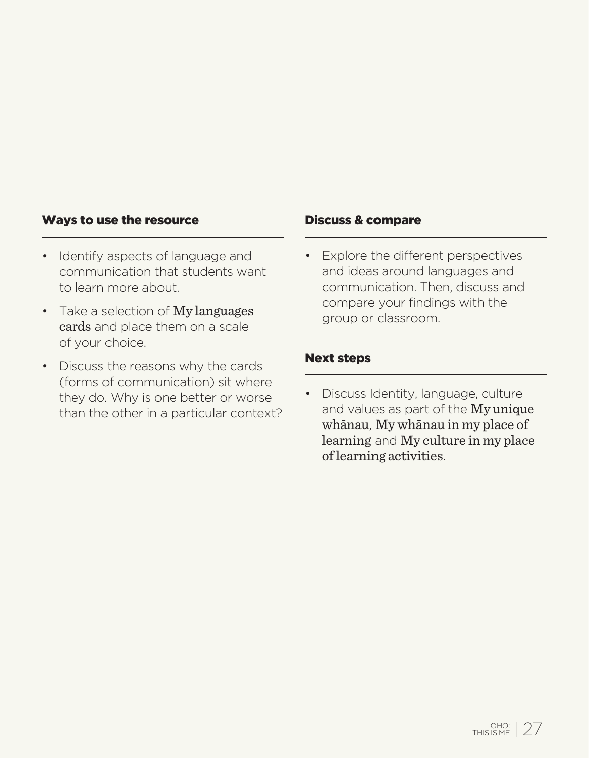### Ways to use the resource

- Identify aspects of language and communication that students want to learn more about.
- Take a selection of **My languages cards** and place them on a scale of your choice.
- Discuss the reasons why the cards (forms of communication) sit where they do. Why is one better or worse than the other in a particular context?

### Discuss & compare

- Explore the different perspectives and ideas around languages and communication. Then, discuss and compare your findings with the group or classroom.

### Next steps

- Discuss Identity, language, culture and values as part of the **My unique whānau**, **My whānau in my place of learning** and **My culture in my place of learning activities**.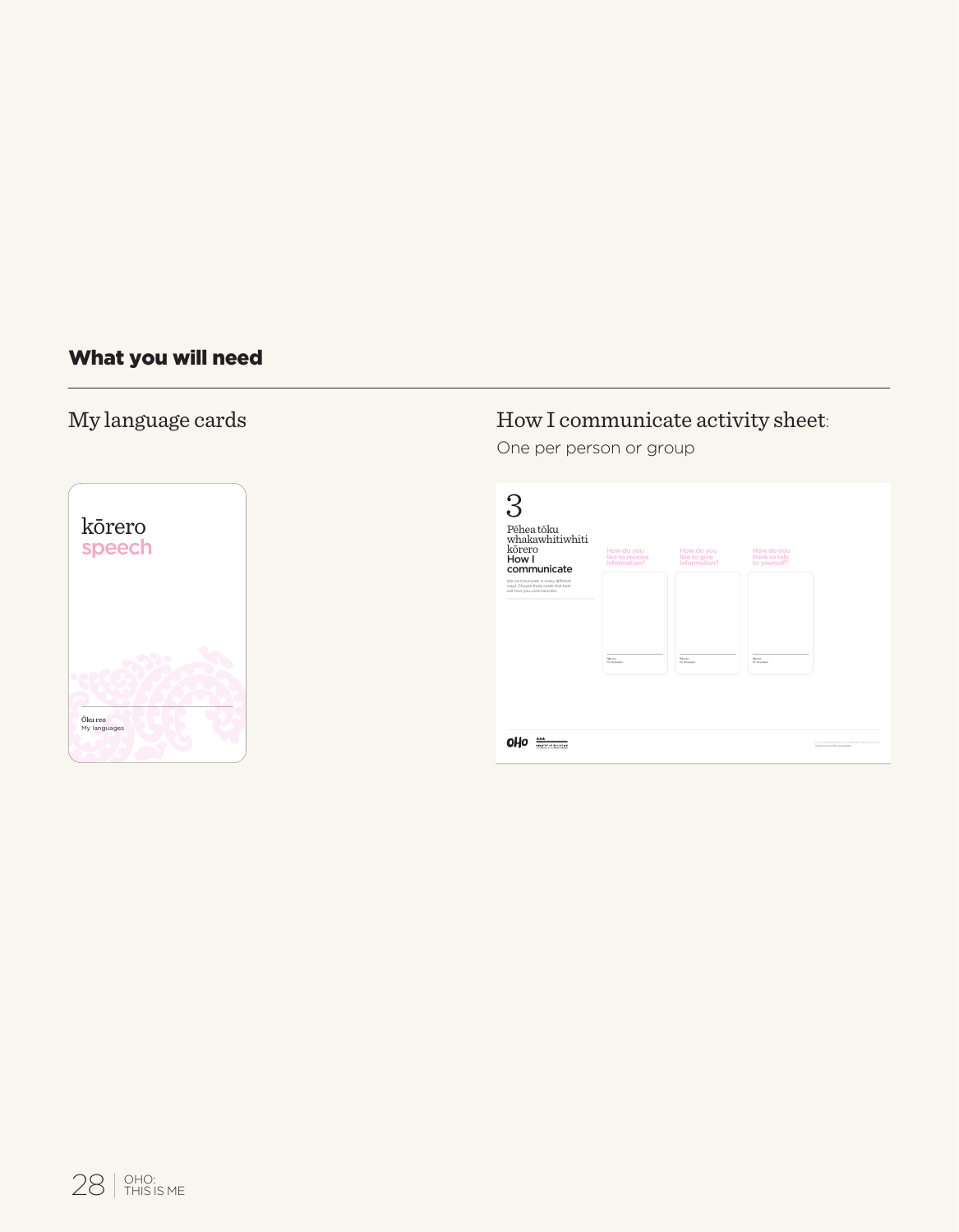## What you will need

### My language cards

kōrero
speech

Ōku reo
My languages

### How I communicate activity sheet:

One per person or group

3

Pēhea tōku whakawhitiwhiti kōrero
How I communicate

We communicate in many different ways. Choose three cards that best suit how you communicate.

How do you like to receive information?

How do you like to give information?

How do you think or talk to yourself?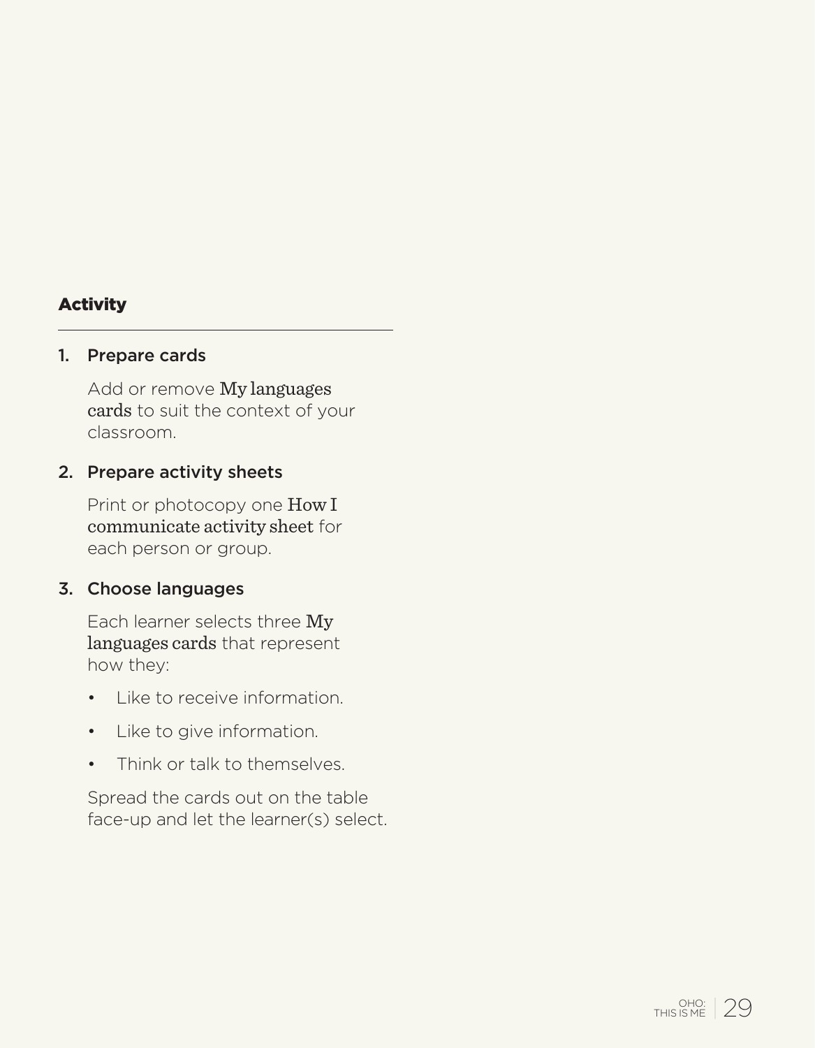## Activity

1. **Prepare cards**

   Add or remove My languages cards to suit the context of your classroom.

2. **Prepare activity sheets**

   Print or photocopy one How I communicate activity sheet for each person or group.

3. **Choose languages**

   Each learner selects three My languages cards that represent how they:

   - Like to receive information.
   - Like to give information.
   - Think or talk to themselves.

   Spread the cards out on the table face-up and let the learner(s) select.